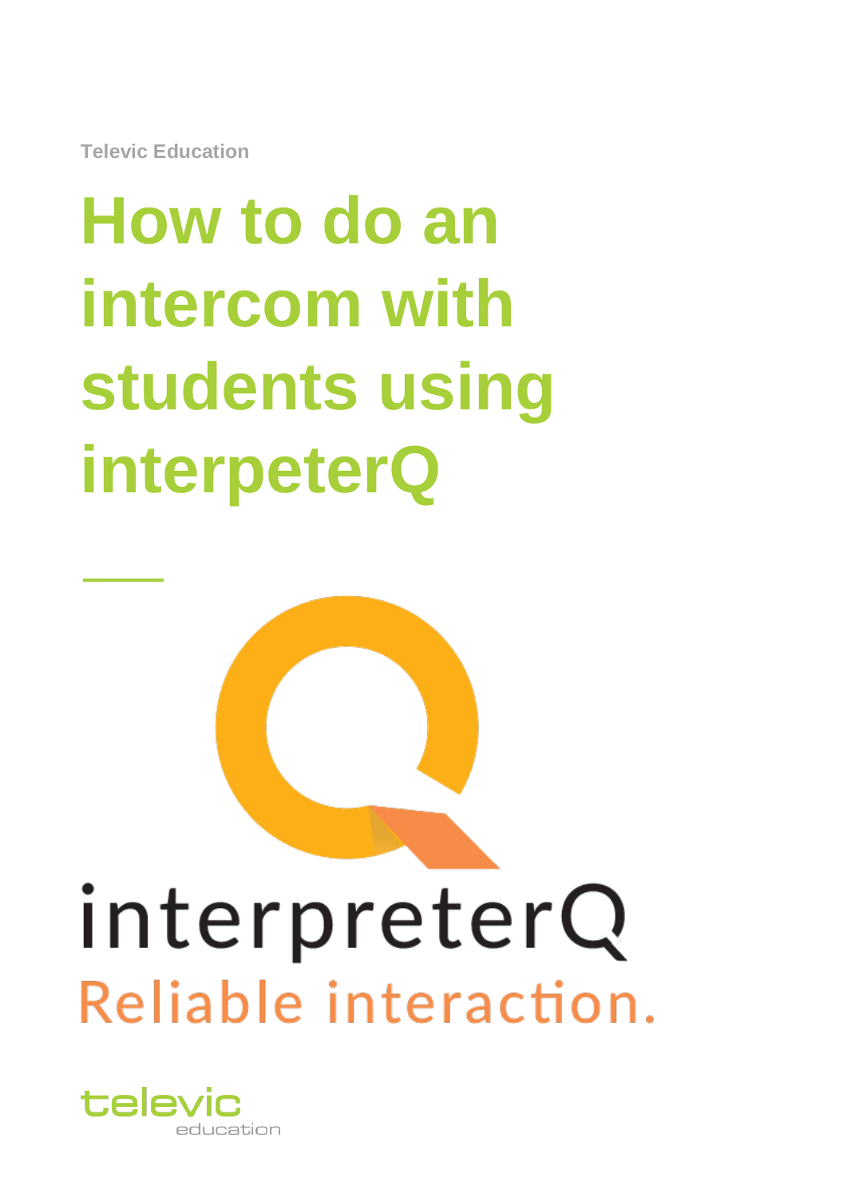Televic Education

# How to do an intercom with students using interpeterQ

interpreterQ

Reliable interaction.

televic

education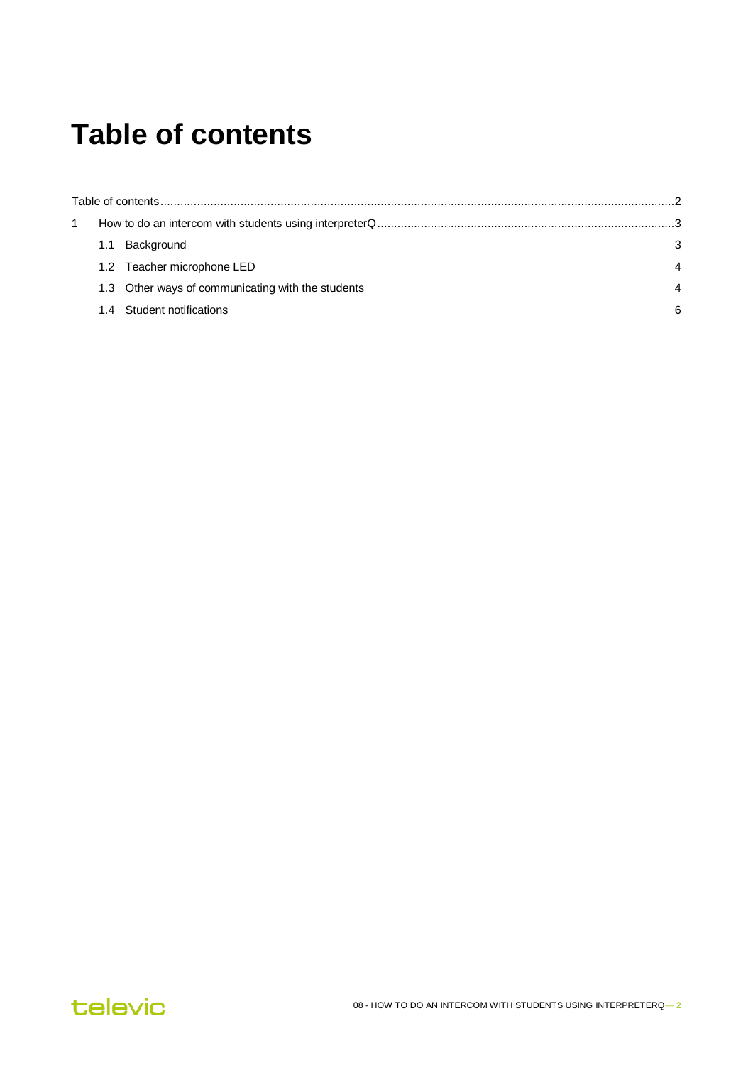# Table of contents

Table of contents ........................................................................................................................................................2

1 How to do an intercom with students using interpreterQ ........................................................................................3

  1.1 Background 3

  1.2 Teacher microphone LED 4

  1.3 Other ways of communicating with the students 4

  1.4 Student notifications 6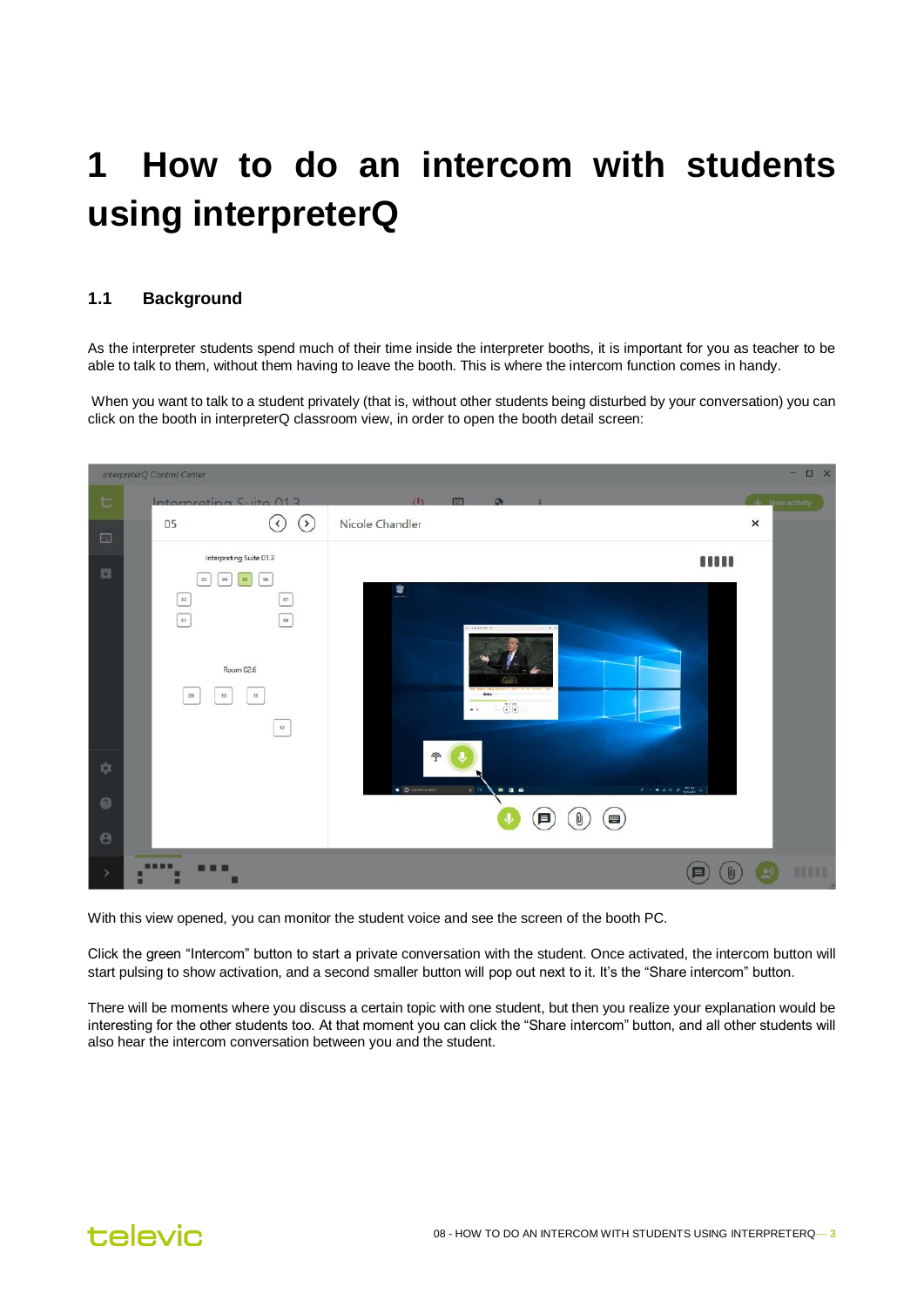# 1 How to do an intercom with students using interpreterQ

## 1.1 Background

As the interpreter students spend much of their time inside the interpreter booths, it is important for you as teacher to be able to talk to them, without them having to leave the booth. This is where the intercom function comes in handy.

When you want to talk to a student privately (that is, without other students being disturbed by your conversation) you can click on the booth in interpreterQ classroom view, in order to open the booth detail screen:

With this view opened, you can monitor the student voice and see the screen of the booth PC.

Click the green “Intercom” button to start a private conversation with the student. Once activated, the intercom button will start pulsing to show activation, and a second smaller button will pop out next to it. It’s the “Share intercom” button.

There will be moments where you discuss a certain topic with one student, but then you realize your explanation would be interesting for the other students too. At that moment you can click the “Share intercom” button, and all other students will also hear the intercom conversation between you and the student.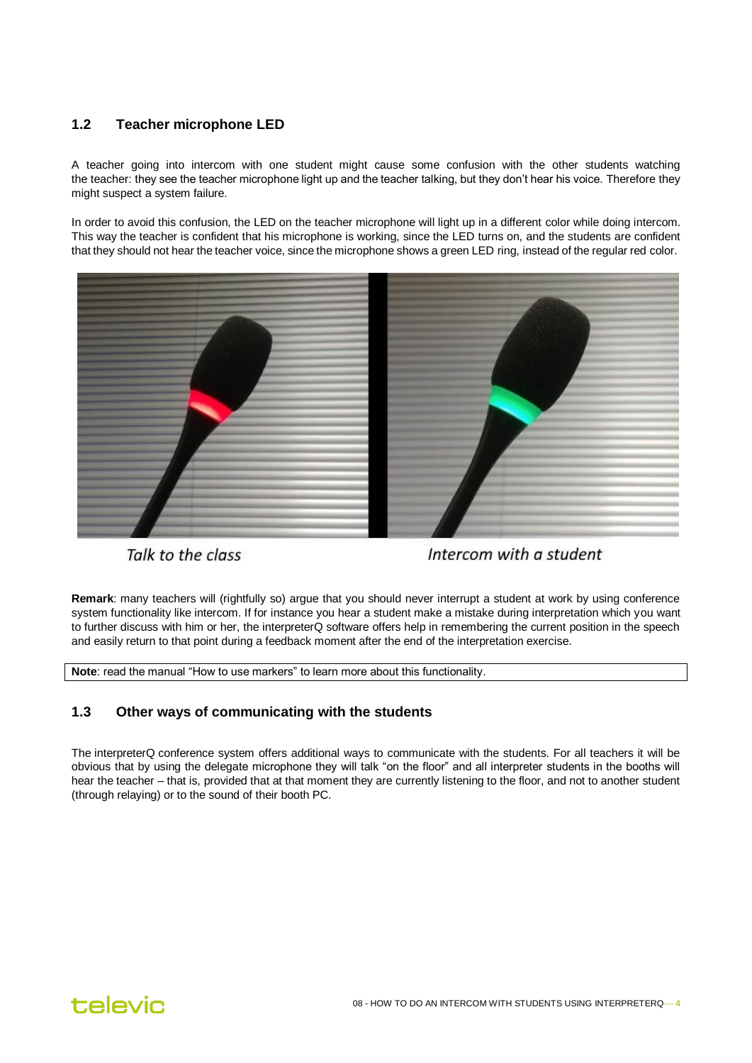## 1.2 Teacher microphone LED

A teacher going into intercom with one student might cause some confusion with the other students watching the teacher: they see the teacher microphone light up and the teacher talking, but they don't hear his voice. Therefore they might suspect a system failure.

In order to avoid this confusion, the LED on the teacher microphone will light up in a different color while doing intercom. This way the teacher is confident that his microphone is working, since the LED turns on, and the students are confident that they should not hear the teacher voice, since the microphone shows a green LED ring, instead of the regular red color.

*Talk to the class* *Intercom with a student*

**Remark**: many teachers will (rightfully so) argue that you should never interrupt a student at work by using conference system functionality like intercom. If for instance you hear a student make a mistake during interpretation which you want to further discuss with him or her, the interpreterQ software offers help in remembering the current position in the speech and easily return to that point during a feedback moment after the end of the interpretation exercise.

**Note**: read the manual "How to use markers" to learn more about this functionality.

## 1.3 Other ways of communicating with the students

The interpreterQ conference system offers additional ways to communicate with the students. For all teachers it will be obvious that by using the delegate microphone they will talk "on the floor" and all interpreter students in the booths will hear the teacher – that is, provided that at that moment they are currently listening to the floor, and not to another student (through relaying) or to the sound of their booth PC.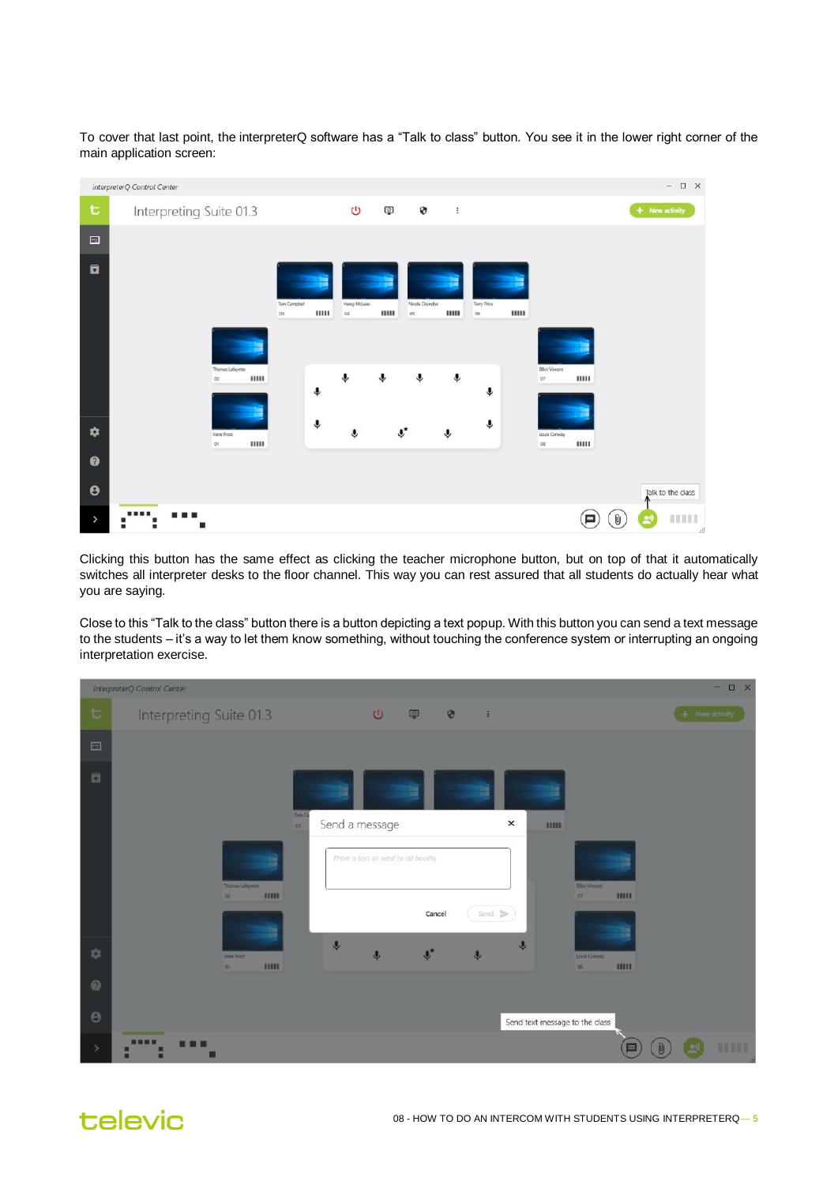To cover that last point, the interpreterQ software has a “Talk to class” button. You see it in the lower right corner of the main application screen:

Clicking this button has the same effect as clicking the teacher microphone button, but on top of that it automatically switches all interpreter desks to the floor channel. This way you can rest assured that all students do actually hear what you are saying.

Close to this “Talk to the class” button there is a button depicting a text popup. With this button you can send a text message to the students – it’s a way to let them know something, without touching the conference system or interrupting an ongoing interpretation exercise.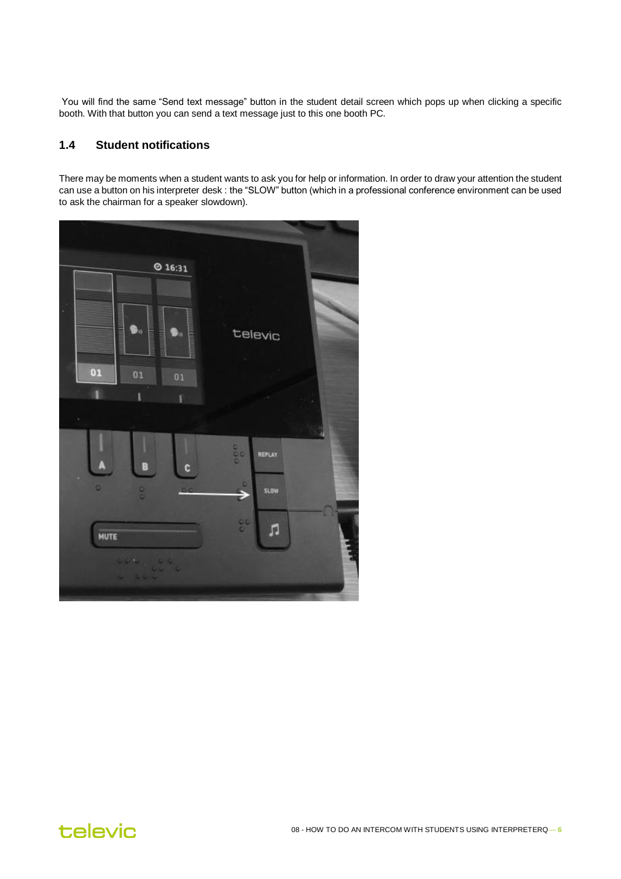You will find the same "Send text message" button in the student detail screen which pops up when clicking a specific booth. With that button you can send a text message just to this one booth PC.

## 1.4 Student notifications

There may be moments when a student wants to ask you for help or information. In order to draw your attention the student can use a button on his interpreter desk : the "SLOW" button (which in a professional conference environment can be used to ask the chairman for a speaker slowdown).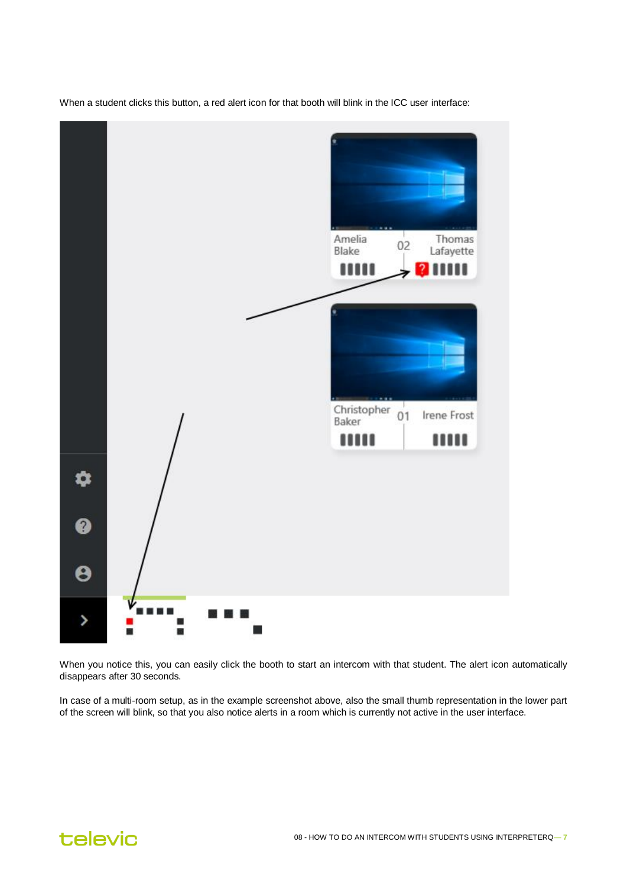When a student clicks this button, a red alert icon for that booth will blink in the ICC user interface:

When you notice this, you can easily click the booth to start an intercom with that student. The alert icon automatically disappears after 30 seconds.

In case of a multi-room setup, as in the example screenshot above, also the small thumb representation in the lower part of the screen will blink, so that you also notice alerts in a room which is currently not active in the user interface.